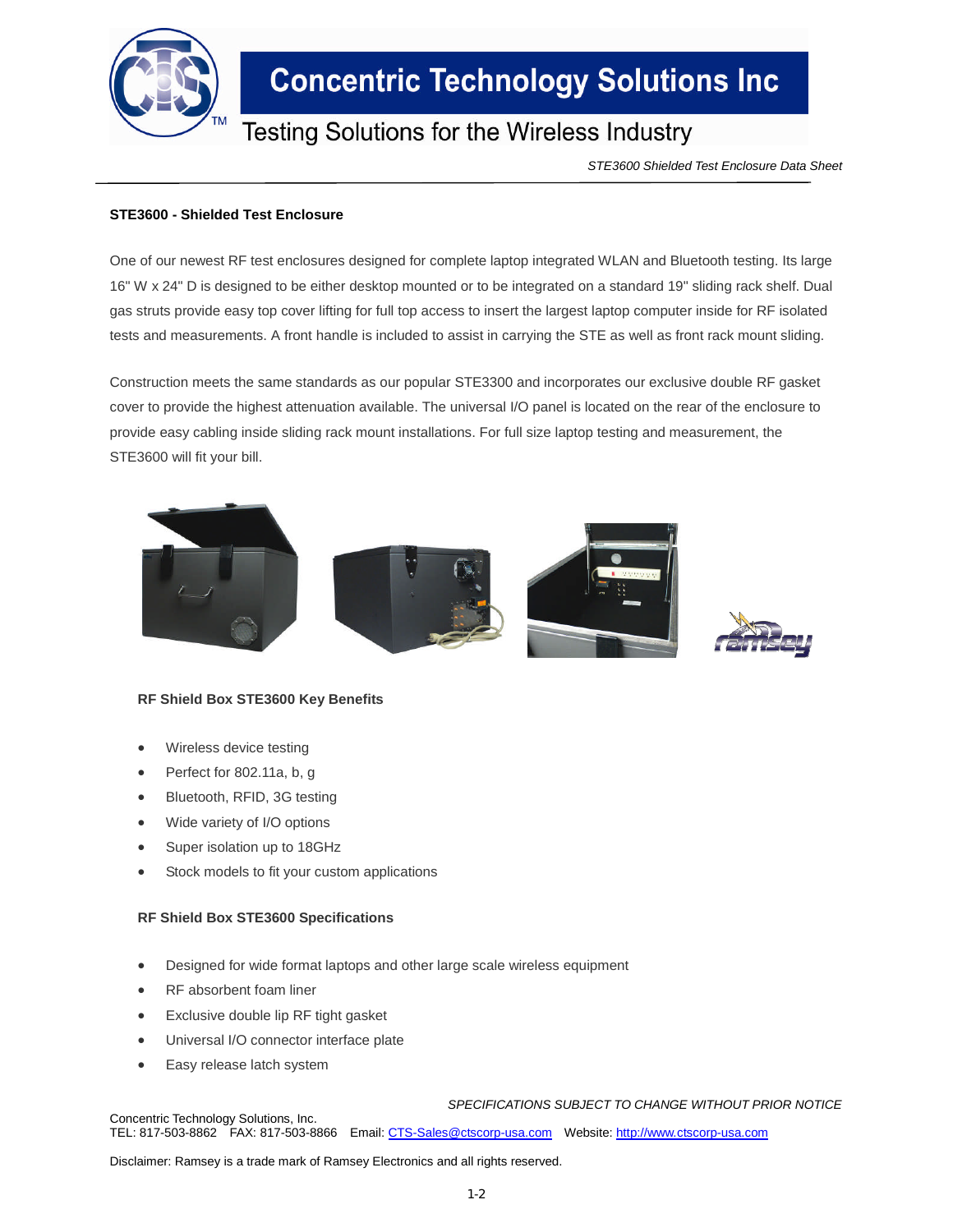# Concentric Technology Solutions Inc

Testing Solutions for the Wireless Industry

*STE3600 Shielded Test Enclosure Data Sheet*

**STE3600 - Shielded Test Enclosure**

One of our newest RF test enclosures designed for complete laptop integrated WLAN and Bluetooth testing. Its large 16" W x 24" D is designed to be either desktop mounted or to be integrated on a standard 19" sliding rack shelf. Dual gas struts provide easy top cover lifting for full top access to insert the largest laptop computer inside for RF isolated tests and measurements. A front handle is included to assist in carrying the STE as well as front rack mount sliding.

Construction meets the same standards as our popular STE3300 and incorporates our exclusive double RF gasket cover to provide the highest attenuation available. The universal I/O panel is located on the rear of the enclosure to provide easy cabling inside sliding rack mount installations. For full size laptop testing and measurement, the STE3600 will fit your bill.

**RF Shield Box STE3600 Key Benefits**

- Wireless device testing
- Perfect for 802.11a, b, g
- Bluetooth, RFID, 3G testing
- Wide variety of I/O options
- Super isolation up to 18GHz
- Stock models to fit your custom applications

**RF Shield Box STE3600 Specifications**

- Designed for wide format laptops and other large scale wireless equipment
- RF absorbent foam liner
- Exclusive double lip RF tight gasket
- Universal I/O connector interface plate
- Easy release latch system

*SPECIFICATIONS SUBJECT TO CHANGE WITHOUT PRIOR NOTICE*

Concentric Technology Solutions, Inc.
TEL: 817-503-8862 FAX: 817-503-8866 Email: CTS-Sales@ctscorp-usa.com Website: http://www.ctscorp-usa.com

Disclaimer: Ramsey is a trade mark of Ramsey Electronics and all rights reserved.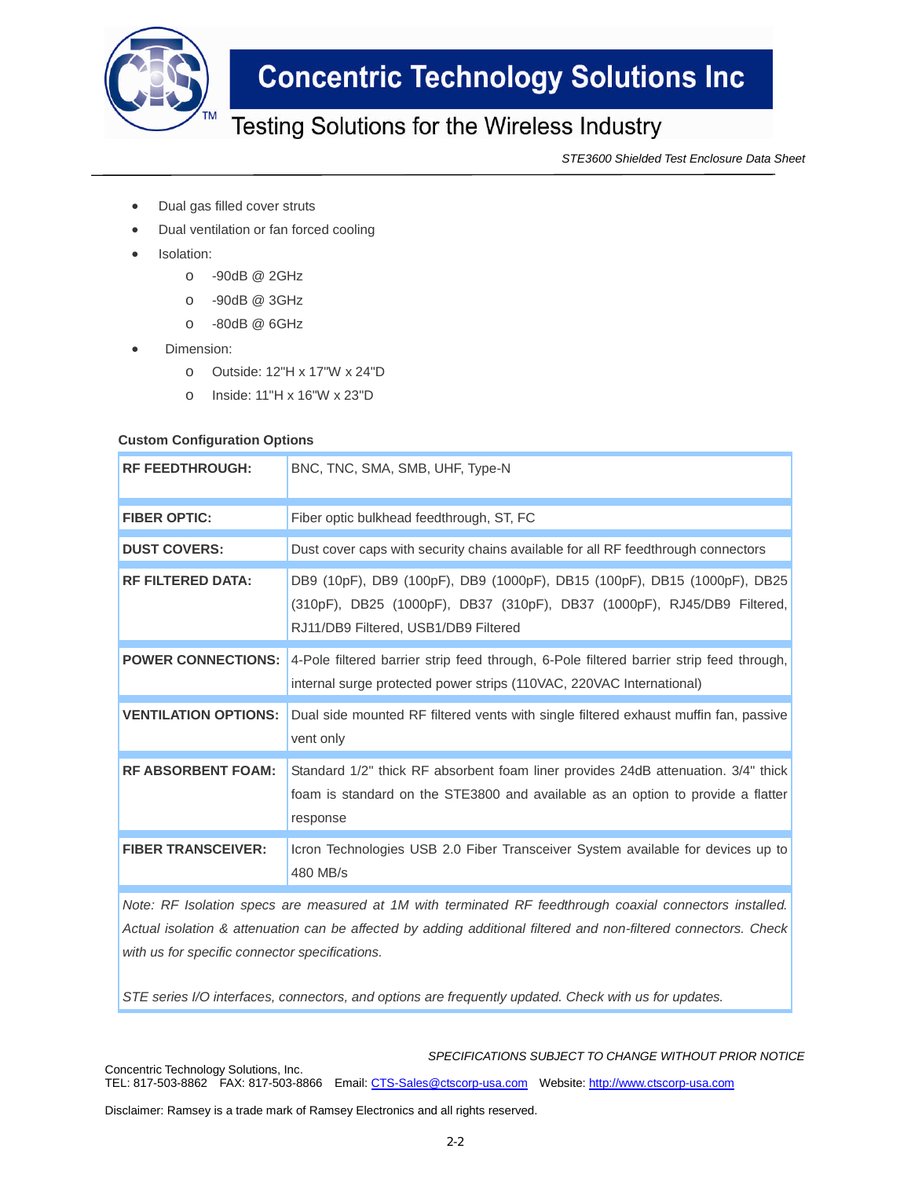- Dual gas filled cover struts
- Dual ventilation or fan forced cooling
- Isolation:
  - -90dB @ 2GHz
  - -90dB @ 3GHz
  - -80dB @ 6GHz
- Dimension:
  - Outside: 12"H x 17"W x 24"D
  - Inside: 11"H x 16"W x 23"D

**Custom Configuration Options**

| | |
|---|---|
| **RF FEEDTHROUGH:** | BNC, TNC, SMA, SMB, UHF, Type-N |
| **FIBER OPTIC:** | Fiber optic bulkhead feedthrough, ST, FC |
| **DUST COVERS:** | Dust cover caps with security chains available for all RF feedthrough connectors |
| **RF FILTERED DATA:** | DB9 (10pF), DB9 (100pF), DB9 (1000pF), DB15 (100pF), DB15 (1000pF), DB25 (310pF), DB25 (1000pF), DB37 (310pF), DB37 (1000pF), RJ45/DB9 Filtered, RJ11/DB9 Filtered, USB1/DB9 Filtered |
| **POWER CONNECTIONS:** | 4-Pole filtered barrier strip feed through, 6-Pole filtered barrier strip feed through, internal surge protected power strips (110VAC, 220VAC International) |
| **VENTILATION OPTIONS:** | Dual side mounted RF filtered vents with single filtered exhaust muffin fan, passive vent only |
| **RF ABSORBENT FOAM:** | Standard 1/2" thick RF absorbent foam liner provides 24dB attenuation. 3/4" thick foam is standard on the STE3800 and available as an option to provide a flatter response |
| **FIBER TRANSCEIVER:** | Icron Technologies USB 2.0 Fiber Transceiver System available for devices up to 480 MB/s |

*Note: RF Isolation specs are measured at 1M with terminated RF feedthrough coaxial connectors installed. Actual isolation & attenuation can be affected by adding additional filtered and non-filtered connectors. Check with us for specific connector specifications.*

*STE series I/O interfaces, connectors, and options are frequently updated. Check with us for updates.*

*SPECIFICATIONS SUBJECT TO CHANGE WITHOUT PRIOR NOTICE*

Concentric Technology Solutions, Inc.
TEL: 817-503-8862 FAX: 817-503-8866 Email: CTS-Sales@ctscorp-usa.com Website: http://www.ctscorp-usa.com

Disclaimer: Ramsey is a trade mark of Ramsey Electronics and all rights reserved.